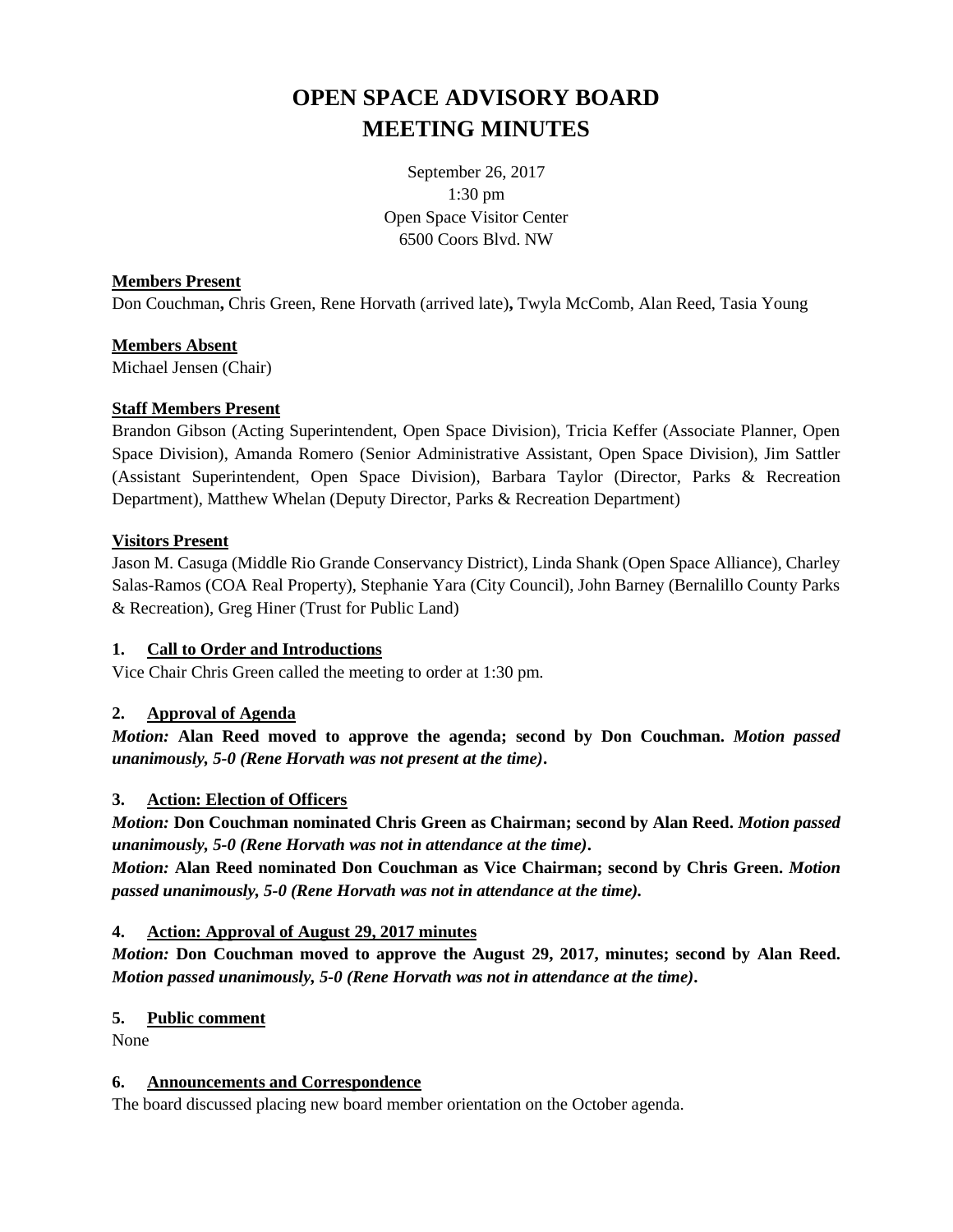# OPEN SPACE ADVISORY BOARD
# MEETING MINUTES

September 26, 2017
1:30 pm
Open Space Visitor Center
6500 Coors Blvd. NW

**Members Present**

Don Couchman**,** Chris Green, Rene Horvath (arrived late)**,** Twyla McComb, Alan Reed, Tasia Young

**Members Absent**

Michael Jensen (Chair)

**Staff Members Present**

Brandon Gibson (Acting Superintendent, Open Space Division), Tricia Keffer (Associate Planner, Open Space Division), Amanda Romero (Senior Administrative Assistant, Open Space Division), Jim Sattler (Assistant Superintendent, Open Space Division), Barbara Taylor (Director, Parks & Recreation Department), Matthew Whelan (Deputy Director, Parks & Recreation Department)

**Visitors Present**

Jason M. Casuga (Middle Rio Grande Conservancy District), Linda Shank (Open Space Alliance), Charley Salas-Ramos (COA Real Property), Stephanie Yara (City Council), John Barney (Bernalillo County Parks & Recreation), Greg Hiner (Trust for Public Land)

## 1. Call to Order and Introductions

Vice Chair Chris Green called the meeting to order at 1:30 pm.

## 2. Approval of Agenda

***Motion:*** **Alan Reed moved to approve the agenda; second by Don Couchman.** ***Motion passed unanimously, 5-0 (Rene Horvath was not present at the time)*.**

## 3. Action: Election of Officers

***Motion:*** **Don Couchman nominated Chris Green as Chairman; second by Alan Reed.** ***Motion passed unanimously, 5-0 (Rene Horvath was not in attendance at the time)*.**

***Motion:*** **Alan Reed nominated Don Couchman as Vice Chairman; second by Chris Green.** ***Motion passed unanimously, 5-0 (Rene Horvath was not in attendance at the time).***

## 4. Action: Approval of August 29, 2017 minutes

***Motion:*** **Don Couchman moved to approve the August 29, 2017, minutes; second by Alan Reed.** ***Motion passed unanimously, 5-0 (Rene Horvath was not in attendance at the time)*.**

## 5. Public comment

None

## 6. Announcements and Correspondence

The board discussed placing new board member orientation on the October agenda.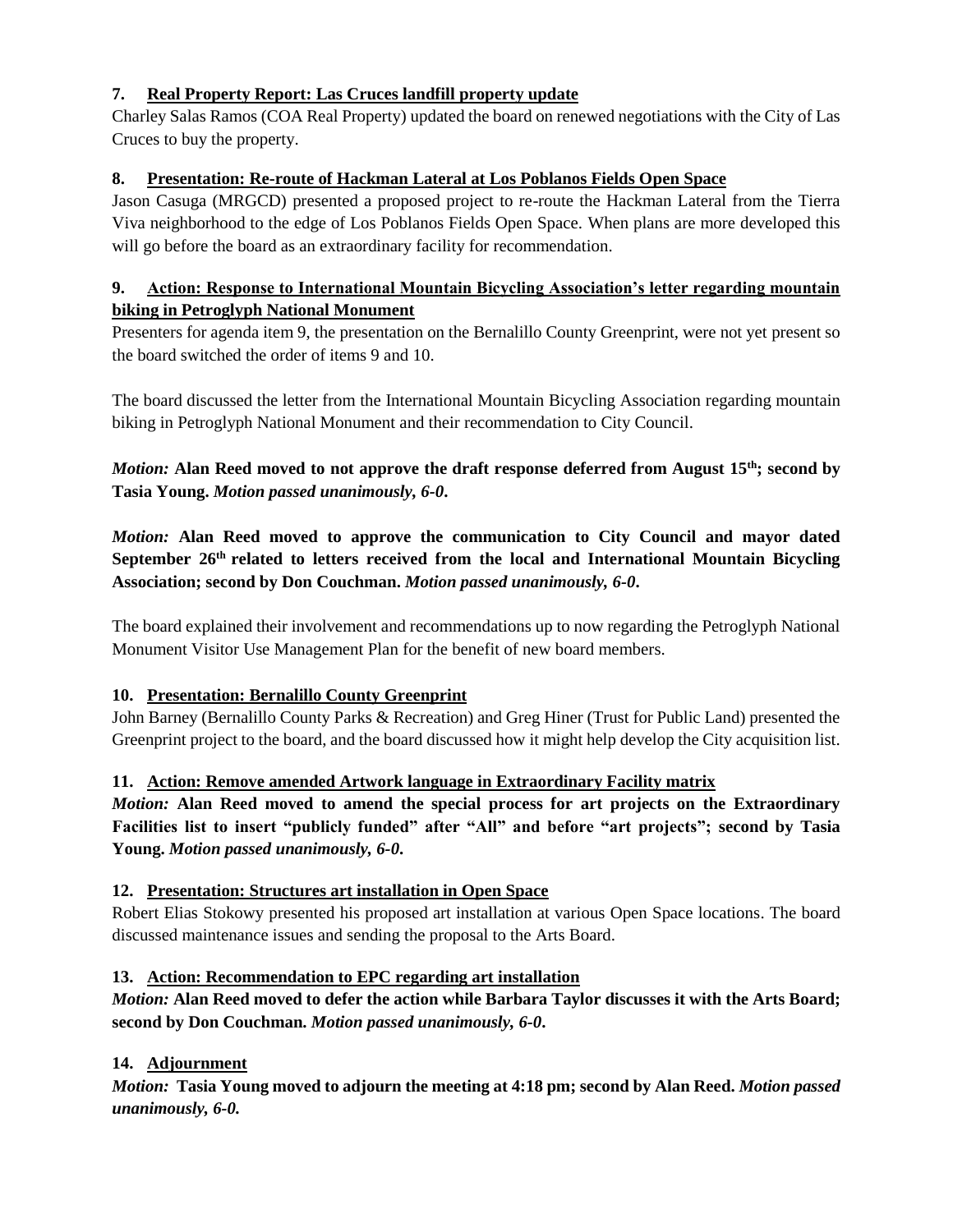**7. Real Property Report: Las Cruces landfill property update**

Charley Salas Ramos (COA Real Property) updated the board on renewed negotiations with the City of Las Cruces to buy the property.

**8. Presentation: Re-route of Hackman Lateral at Los Poblanos Fields Open Space**

Jason Casuga (MRGCD) presented a proposed project to re-route the Hackman Lateral from the Tierra Viva neighborhood to the edge of Los Poblanos Fields Open Space. When plans are more developed this will go before the board as an extraordinary facility for recommendation.

**9. Action: Response to International Mountain Bicycling Association's letter regarding mountain biking in Petroglyph National Monument**

Presenters for agenda item 9, the presentation on the Bernalillo County Greenprint, were not yet present so the board switched the order of items 9 and 10.

The board discussed the letter from the International Mountain Bicycling Association regarding mountain biking in Petroglyph National Monument and their recommendation to City Council.

***Motion:*** **Alan Reed moved to not approve the draft response deferred from August 15th; second by Tasia Young.** ***Motion passed unanimously, 6-0.***

***Motion:*** **Alan Reed moved to approve the communication to City Council and mayor dated September 26th related to letters received from the local and International Mountain Bicycling Association; second by Don Couchman.** ***Motion passed unanimously, 6-0.***

The board explained their involvement and recommendations up to now regarding the Petroglyph National Monument Visitor Use Management Plan for the benefit of new board members.

**10. Presentation: Bernalillo County Greenprint**

John Barney (Bernalillo County Parks & Recreation) and Greg Hiner (Trust for Public Land) presented the Greenprint project to the board, and the board discussed how it might help develop the City acquisition list.

**11. Action: Remove amended Artwork language in Extraordinary Facility matrix**

***Motion:*** **Alan Reed moved to amend the special process for art projects on the Extraordinary Facilities list to insert "publicly funded" after "All" and before "art projects"; second by Tasia Young.** ***Motion passed unanimously, 6-0.***

**12. Presentation: Structures art installation in Open Space**

Robert Elias Stokowy presented his proposed art installation at various Open Space locations. The board discussed maintenance issues and sending the proposal to the Arts Board.

**13. Action: Recommendation to EPC regarding art installation**

***Motion:*** **Alan Reed moved to defer the action while Barbara Taylor discusses it with the Arts Board; second by Don Couchman.** ***Motion passed unanimously, 6-0.***

**14. Adjournment**

***Motion:*** **Tasia Young moved to adjourn the meeting at 4:18 pm; second by Alan Reed.** ***Motion passed unanimously, 6-0.***